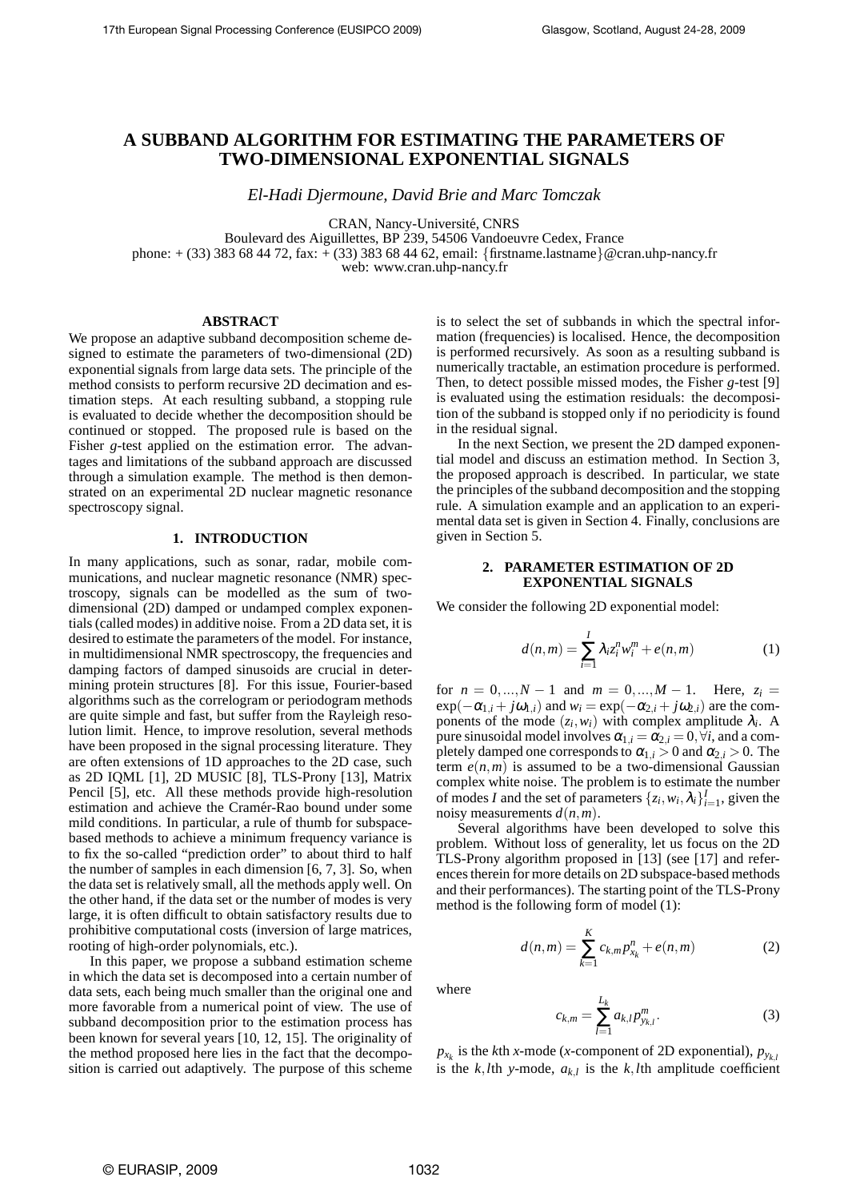# A SUBBAND ALGORITHM FOR ESTIMATING THE PARAMETERS OF TWO-DIMENSIONAL EXPONENTIAL SIGNALS

*El-Hadi Djermoune, David Brie and Marc Tomczak*

CRAN, Nancy-Université, CNRS
Boulevard des Aiguillettes, BP 239, 54506 Vandoeuvre Cedex, France
phone: + (33) 383 68 44 72, fax: + (33) 383 68 44 62, email: {firstname.lastname}@cran.uhp-nancy.fr
web: www.cran.uhp-nancy.fr

## ABSTRACT

We propose an adaptive subband decomposition scheme designed to estimate the parameters of two-dimensional (2D) exponential signals from large data sets. The principle of the method consists to perform recursive 2D decimation and estimation steps. At each resulting subband, a stopping rule is evaluated to decide whether the decomposition should be continued or stopped. The proposed rule is based on the Fisher *g*-test applied on the estimation error. The advantages and limitations of the subband approach are discussed through a simulation example. The method is then demonstrated on an experimental 2D nuclear magnetic resonance spectroscopy signal.

## 1. INTRODUCTION

In many applications, such as sonar, radar, mobile communications, and nuclear magnetic resonance (NMR) spectroscopy, signals can be modelled as the sum of two-dimensional (2D) damped or undamped complex exponentials (called modes) in additive noise. From a 2D data set, it is desired to estimate the parameters of the model. For instance, in multidimensional NMR spectroscopy, the frequencies and damping factors of damped sinusoids are crucial in determining protein structures [8]. For this issue, Fourier-based algorithms such as the correlogram or periodogram methods are quite simple and fast, but suffer from the Rayleigh resolution limit. Hence, to improve resolution, several methods have been proposed in the signal processing literature. They are often extensions of 1D approaches to the 2D case, such as 2D IQML [1], 2D MUSIC [8], TLS-Prony [13], Matrix Pencil [5], etc. All these methods provide high-resolution estimation and achieve the Cramér-Rao bound under some mild conditions. In particular, a rule of thumb for subspace-based methods to achieve a minimum frequency variance is to fix the so-called "prediction order" to about third to half the number of samples in each dimension [6, 7, 3]. So, when the data set is relatively small, all the methods apply well. On the other hand, if the data set or the number of modes is very large, it is often difficult to obtain satisfactory results due to prohibitive computational costs (inversion of large matrices, rooting of high-order polynomials, etc.).

In this paper, we propose a subband estimation scheme in which the data set is decomposed into a certain number of data sets, each being much smaller than the original one and more favorable from a numerical point of view. The use of subband decomposition prior to the estimation process has been known for several years [10, 12, 15]. The originality of the method proposed here lies in the fact that the decomposition is carried out adaptively. The purpose of this scheme is to select the set of subbands in which the spectral information (frequencies) is localised. Hence, the decomposition is performed recursively. As soon as a resulting subband is numerically tractable, an estimation procedure is performed. Then, to detect possible missed modes, the Fisher *g*-test [9] is evaluated using the estimation residuals: the decomposition of the subband is stopped only if no periodicity is found in the residual signal.

In the next Section, we present the 2D damped exponential model and discuss an estimation method. In Section 3, the proposed approach is described. In particular, we state the principles of the subband decomposition and the stopping rule. A simulation example and an application to an experimental data set is given in Section 4. Finally, conclusions are given in Section 5.

## 2. PARAMETER ESTIMATION OF 2D EXPONENTIAL SIGNALS

We consider the following 2D exponential model:

$$d(n,m) = \sum_{i=1}^{I} \lambda_i z_i^n w_i^m + e(n,m) \tag{1}$$

for $n = 0,...,N-1$ and $m = 0,...,M-1$. Here, $z_i = \exp(-\alpha_{1,i} + j\omega_{1,i})$ and $w_i = \exp(-\alpha_{2,i} + j\omega_{2,i})$ are the components of the mode $(z_i, w_i)$ with complex amplitude $\lambda_i$. A pure sinusoidal model involves $\alpha_{1,i} = \alpha_{2,i} = 0, \forall i$, and a completely damped one corresponds to $\alpha_{1,i} > 0$ and $\alpha_{2,i} > 0$. The term $e(n,m)$ is assumed to be a two-dimensional Gaussian complex white noise. The problem is to estimate the number of modes $I$ and the set of parameters $\{z_i, w_i, \lambda_i\}_{i=1}^{I}$, given the noisy measurements $d(n,m)$.

Several algorithms have been developed to solve this problem. Without loss of generality, let us focus on the 2D TLS-Prony algorithm proposed in [13] (see [17] and references therein for more details on 2D subspace-based methods and their performances). The starting point of the TLS-Prony method is the following form of model (1):

$$d(n,m) = \sum_{k=1}^{K} c_{k,m} p_{x_k}^n + e(n,m) \tag{2}$$

where

$$c_{k,m} = \sum_{l=1}^{L_k} a_{k,l} p_{y_{k,l}}^m. \tag{3}$$

$p_{x_k}$ is the $k$th $x$-mode ($x$-component of 2D exponential), $p_{y_{k,l}}$ is the $k,l$th $y$-mode, $a_{k,l}$ is the $k,l$th amplitude coefficient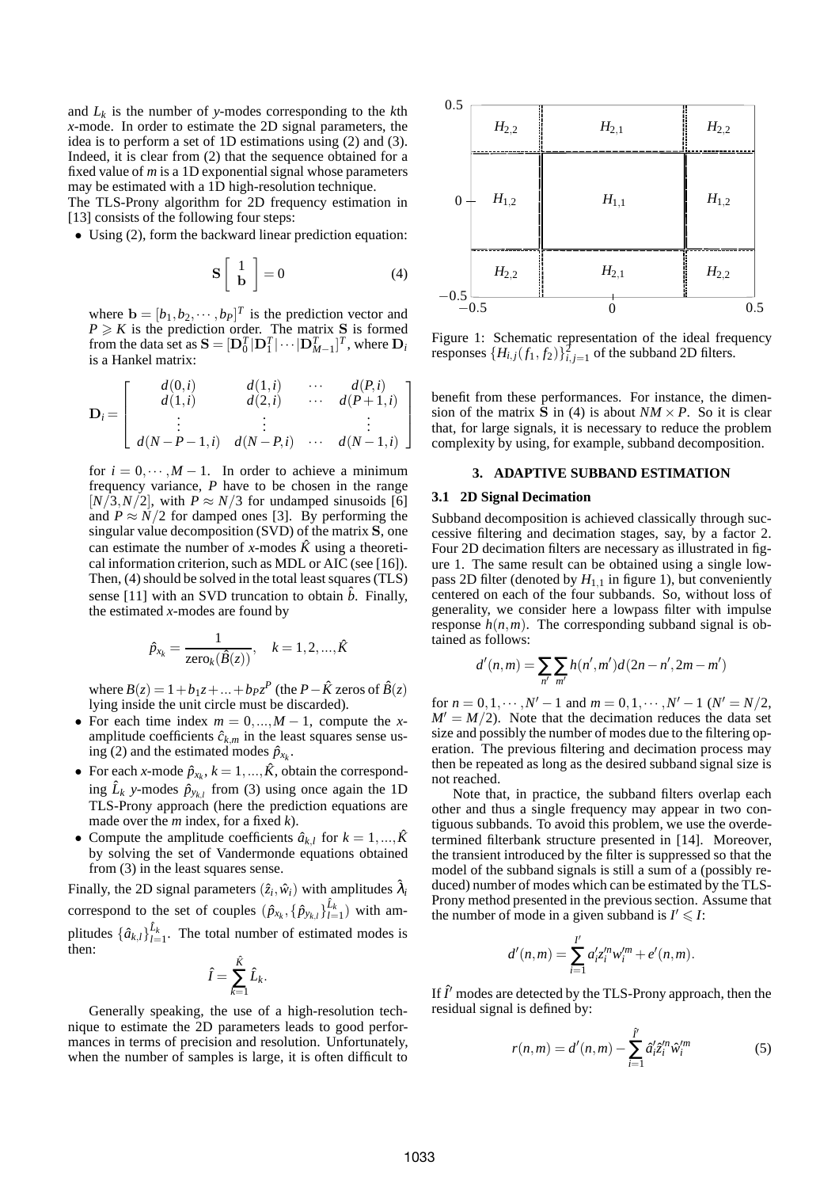and $L_k$ is the number of $y$-modes corresponding to the $k$th $x$-mode. In order to estimate the 2D signal parameters, the idea is to perform a set of 1D estimations using (2) and (3). Indeed, it is clear from (2) that the sequence obtained for a fixed value of $m$ is a 1D exponential signal whose parameters may be estimated with a 1D high-resolution technique.

The TLS-Prony algorithm for 2D frequency estimation in [13] consists of the following four steps:

- Using (2), form the backward linear prediction equation:

$$\mathbf{S}\begin{bmatrix} 1 \\ \mathbf{b} \end{bmatrix} = 0 \tag{4}$$

where $\mathbf{b} = [b_1, b_2, \cdots, b_P]^T$ is the prediction vector and $P \geqslant K$ is the prediction order. The matrix $\mathbf{S}$ is formed from the data set as $\mathbf{S} = [\mathbf{D}_0^T | \mathbf{D}_1^T | \cdots | \mathbf{D}_{M-1}^T]^T$, where $\mathbf{D}_i$ is a Hankel matrix:

$$\mathbf{D}_i = \begin{bmatrix} d(0,i) & d(1,i) & \cdots & d(P,i) \\ d(1,i) & d(2,i) & \cdots & d(P+1,i) \\ \vdots & \vdots & & \vdots \\ d(N-P-1,i) & d(N-P,i) & \cdots & d(N-1,i) \end{bmatrix}$$

for $i = 0, \cdots, M-1$. In order to achieve a minimum frequency variance, $P$ have to be chosen in the range $[N/3, N/2]$, with $P \approx N/3$ for undamped sinusoids [6] and $P \approx N/2$ for damped ones [3]. By performing the singular value decomposition (SVD) of the matrix $\mathbf{S}$, one can estimate the number of $x$-modes $\hat{K}$ using a theoretical information criterion, such as MDL or AIC (see [16]). Then, (4) should be solved in the total least squares (TLS) sense [11] with an SVD truncation to obtain $\hat{b}$. Finally, the estimated $x$-modes are found by

$$\hat{p}_{x_k} = \frac{1}{\text{zero}_k(\hat{B}(z))}, \quad k = 1, 2, ..., \hat{K}$$

where $B(z) = 1 + b_1 z + ... + b_P z^P$ (the $P - \hat{K}$ zeros of $\hat{B}(z)$ lying inside the unit circle must be discarded).

- For each time index $m = 0, ..., M-1$, compute the $x$-amplitude coefficients $\hat{c}_{k,m}$ in the least squares sense using (2) and the estimated modes $\hat{p}_{x_k}$.
- For each $x$-mode $\hat{p}_{x_k}$, $k = 1, ..., \hat{K}$, obtain the corresponding $\hat{L}_k$ $y$-modes $\hat{p}_{y_{k,l}}$ from (3) using once again the 1D TLS-Prony approach (here the prediction equations are made over the $m$ index, for a fixed $k$).
- Compute the amplitude coefficients $\hat{a}_{k,l}$ for $k = 1, ..., \hat{K}$ by solving the set of Vandermonde equations obtained from (3) in the least squares sense.

Finally, the 2D signal parameters $(\hat{z}_i, \hat{w}_i)$ with amplitudes $\hat{\lambda}_i$ correspond to the set of couples $(\hat{p}_{x_k}, \{\hat{p}_{y_{k,l}}\}_{l=1}^{\hat{L}_k})$ with amplitudes $\{\hat{a}_{k,l}\}_{l=1}^{\hat{L}_k}$. The total number of estimated modes is then:

$$\hat{I} = \sum_{k=1}^{\hat{K}} \hat{L}_k.$$

Generally speaking, the use of a high-resolution technique to estimate the 2D parameters leads to good performances in terms of precision and resolution. Unfortunately, when the number of samples is large, it is often difficult to benefit from these performances. For instance, the dimension of the matrix $\mathbf{S}$ in (4) is about $NM \times P$. So it is clear that, for large signals, it is necessary to reduce the problem complexity by using, for example, subband decomposition.

Figure 1: Schematic representation of the ideal frequency responses $\{H_{i,j}(f_1, f_2)\}_{i,j=1}^{2}$ of the subband 2D filters.

## 3. ADAPTIVE SUBBAND ESTIMATION

### 3.1 2D Signal Decimation

Subband decomposition is achieved classically through successive filtering and decimation stages, say, by a factor 2. Four 2D decimation filters are necessary as illustrated in figure 1. The same result can be obtained using a single lowpass 2D filter (denoted by $H_{1,1}$ in figure 1), but conveniently centered on each of the four subbands. So, without loss of generality, we consider here a lowpass filter with impulse response $h(n,m)$. The corresponding subband signal is obtained as follows:

$$d'(n,m) = \sum_{n'} \sum_{m'} h(n', m') d(2n - n', 2m - m')$$

for $n = 0, 1, \cdots, N'-1$ and $m = 0, 1, \cdots, N'-1$ ($N' = N/2$, $M' = M/2$). Note that the decimation reduces the data set size and possibly the number of modes due to the filtering operation. The previous filtering and decimation process may then be repeated as long as the desired subband signal size is not reached.

Note that, in practice, the subband filters overlap each other and thus a single frequency may appear in two contiguous subbands. To avoid this problem, we use the overdetermined filterbank structure presented in [14]. Moreover, the transient introduced by the filter is suppressed so that the model of the subband signals is still a sum of a (possibly reduced) number of modes which can be estimated by the TLS-Prony method presented in the previous section. Assume that the number of mode in a given subband is $I' \leqslant I$:

$$d'(n,m) = \sum_{i=1}^{I'} a'_i z_i'^n w_i'^m + e'(n,m).$$

If $\hat{I}'$ modes are detected by the TLS-Prony approach, then the residual signal is defined by:

$$r(n,m) = d'(n,m) - \sum_{i=1}^{\hat{I}'} \hat{a}'_i \hat{z}_i'^n \hat{w}_i'^m \tag{5}$$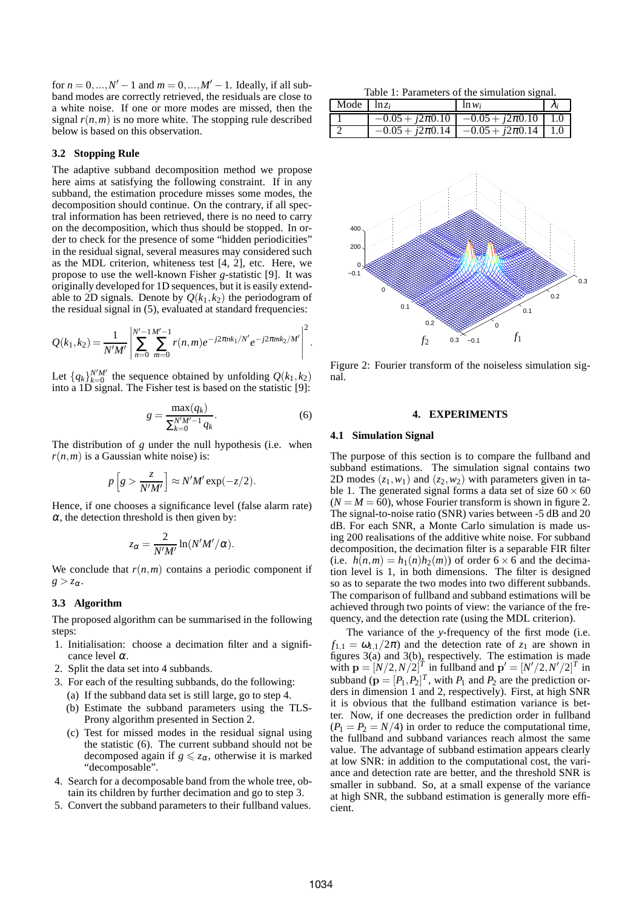for $n = 0, ..., N' - 1$ and $m = 0, ..., M' - 1$. Ideally, if all subband modes are correctly retrieved, the residuals are close to a white noise. If one or more modes are missed, then the signal $r(n,m)$ is no more white. The stopping rule described below is based on this observation.

### 3.2 Stopping Rule

The adaptive subband decomposition method we propose here aims at satisfying the following constraint. If in any subband, the estimation procedure misses some modes, the decomposition should continue. On the contrary, if all spectral information has been retrieved, there is no need to carry on the decomposition, which thus should be stopped. In order to check for the presence of some "hidden periodicities" in the residual signal, several measures may considered such as the MDL criterion, whiteness test [4, 2], etc. Here, we propose to use the well-known Fisher $g$-statistic [9]. It was originally developed for 1D sequences, but it is easily extendable to 2D signals. Denote by $Q(k_1, k_2)$ the periodogram of the residual signal in (5), evaluated at standard frequencies:

$$Q(k_1,k_2) = \frac{1}{N'M'} \left| \sum_{n=0}^{N'-1} \sum_{m=0}^{M'-1} r(n,m) e^{-j2\pi n k_1/N'} e^{-j2\pi m k_2/M'} \right|^2.$$

Let $\{q_k\}_{k=0}^{N'M'}$ the sequence obtained by unfolding $Q(k_1,k_2)$ into a 1D signal. The Fisher test is based on the statistic [9]:

$$g = \frac{\max(q_k)}{\sum_{k=0}^{N'M'-1} q_k}. \tag{6}$$

The distribution of $g$ under the null hypothesis (i.e. when $r(n,m)$ is a Gaussian white noise) is:

$$p\left[g > \frac{z}{N'M'}\right] \approx N'M' \exp(-z/2).$$

Hence, if one chooses a significance level (false alarm rate) $\alpha$, the detection threshold is then given by:

$$z_\alpha = \frac{2}{N'M'} \ln(N'M'/\alpha).$$

We conclude that $r(n,m)$ contains a periodic component if $g > z_\alpha$.

### 3.3 Algorithm

The proposed algorithm can be summarised in the following steps:

1. Initialisation: choose a decimation filter and a significance level $\alpha$.
2. Split the data set into 4 subbands.
3. For each of the resulting subbands, do the following:
   (a) If the subband data set is still large, go to step 4.
   (b) Estimate the subband parameters using the TLS-Prony algorithm presented in Section 2.
   (c) Test for missed modes in the residual signal using the statistic (6). The current subband should not be decomposed again if $g \leqslant z_\alpha$, otherwise it is marked "decomposable".
4. Search for a decomposable band from the whole tree, obtain its children by further decimation and go to step 3.
5. Convert the subband parameters to their fullband values.

Table 1: Parameters of the simulation signal.

| Mode | $\ln z_i$ | $\ln w_i$ | $\lambda_i$ |
|---|---|---|---|
| 1 | $-0.05 + j2\pi 0.10$ | $-0.05 + j2\pi 0.10$ | 1.0 |
| 2 | $-0.05 + j2\pi 0.14$ | $-0.05 + j2\pi 0.14$ | 1.0 |

Figure 2: Fourier transform of the noiseless simulation signal.

## 4. EXPERIMENTS

### 4.1 Simulation Signal

The purpose of this section is to compare the fullband and subband estimations. The simulation signal contains two 2D modes $(z_1, w_1)$ and $(z_2, w_2)$ with parameters given in table 1. The generated signal forms a data set of size $60 \times 60$ ($N = M = 60$), whose Fourier transform is shown in figure 2. The signal-to-noise ratio (SNR) varies between -5 dB and 20 dB. For each SNR, a Monte Carlo simulation is made using 200 realisations of the additive white noise. For subband decomposition, the decimation filter is a separable FIR filter (i.e. $h(n,m) = h_1(n)h_2(m)$) of order $6 \times 6$ and the decimation level is 1, in both dimensions. The filter is designed so as to separate the two modes into two different subbands. The comparison of fullband and subband estimations will be achieved through two points of view: the variance of the frequency, and the detection rate (using the MDL criterion).

The variance of the $y$-frequency of the first mode (i.e. $f_{1,1} = \omega_{1,1}/2\pi$) and the detection rate of $z_1$ are shown in figures 3(a) and 3(b), respectively. The estimation is made with $\mathbf{p} = [N/2, N/2]^T$ in fullband and $\mathbf{p}' = [N'/2, N'/2]^T$ in subband ($\mathbf{p} = [P_1, P_2]^T$, with $P_1$ and $P_2$ are the prediction orders in dimension 1 and 2, respectively). First, at high SNR it is obvious that the fullband estimation variance is better. Now, if one decreases the prediction order in fullband ($P_1 = P_2 = N/4$) in order to reduce the computational time, the fullband and subband variances reach almost the same value. The advantage of subband estimation appears clearly at low SNR: in addition to the computational cost, the variance and detection rate are better, and the threshold SNR is smaller in subband. So, at a small expense of the variance at high SNR, the subband estimation is generally more efficient.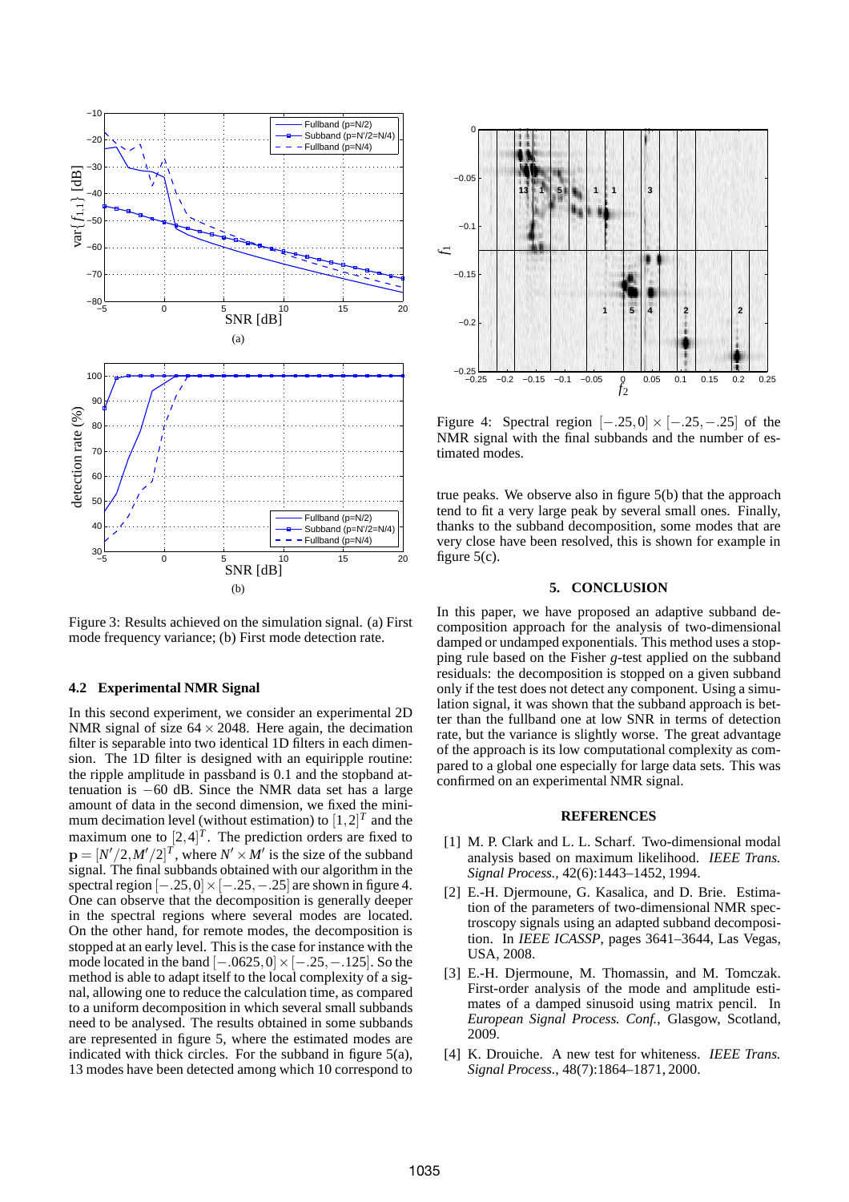Figure 3: Results achieved on the simulation signal. (a) First mode frequency variance; (b) First mode detection rate.

### 4.2 Experimental NMR Signal

In this second experiment, we consider an experimental 2D NMR signal of size $64 \times 2048$. Here again, the decimation filter is separable into two identical 1D filters in each dimension. The 1D filter is designed with an equiripple routine: the ripple amplitude in passband is 0.1 and the stopband attenuation is $-60$ dB. Since the NMR data set has a large amount of data in the second dimension, we fixed the minimum decimation level (without estimation) to $[1,2]^T$ and the maximum one to $[2,4]^T$. The prediction orders are fixed to $\mathbf{p} = [N'/2, M'/2]^T$, where $N' \times M'$ is the size of the subband signal. The final subbands obtained with our algorithm in the spectral region $[-.25, 0] \times [-.25, -.25]$ are shown in figure 4. One can observe that the decomposition is generally deeper in the spectral regions where several modes are located. On the other hand, for remote modes, the decomposition is stopped at an early level. This is the case for instance with the mode located in the band $[-.0625, 0] \times [-.25, -.125]$. So the method is able to adapt itself to the local complexity of a signal, allowing one to reduce the calculation time, as compared to a uniform decomposition in which several small subbands need to be analysed. The results obtained in some subbands are represented in figure 5, where the estimated modes are indicated with thick circles. For the subband in figure 5(a), 13 modes have been detected among which 10 correspond to true peaks. We observe also in figure 5(b) that the approach tend to fit a very large peak by several small ones. Finally, thanks to the subband decomposition, some modes that are very close have been resolved, this is shown for example in figure 5(c).

Figure 4: Spectral region $[-.25, 0] \times [-.25, -.25]$ of the NMR signal with the final subbands and the number of estimated modes.

## 5. CONCLUSION

In this paper, we have proposed an adaptive subband decomposition approach for the analysis of two-dimensional damped or undamped exponentials. This method uses a stopping rule based on the Fisher $g$-test applied on the subband residuals: the decomposition is stopped on a given subband only if the test does not detect any component. Using a simulation signal, it was shown that the subband approach is better than the fullband one at low SNR in terms of detection rate, but the variance is slightly worse. The great advantage of the approach is its low computational complexity as compared to a global one especially for large data sets. This was confirmed on an experimental NMR signal.

## REFERENCES

[1] M. P. Clark and L. L. Scharf. Two-dimensional modal analysis based on maximum likelihood. *IEEE Trans. Signal Process.*, 42(6):1443–1452, 1994.

[2] E.-H. Djermoune, G. Kasalica, and D. Brie. Estimation of the parameters of two-dimensional NMR spectroscopy signals using an adapted subband decomposition. In *IEEE ICASSP*, pages 3641–3644, Las Vegas, USA, 2008.

[3] E.-H. Djermoune, M. Thomassin, and M. Tomczak. First-order analysis of the mode and amplitude estimates of a damped sinusoid using matrix pencil. In *European Signal Process. Conf.*, Glasgow, Scotland, 2009.

[4] K. Drouiche. A new test for whiteness. *IEEE Trans. Signal Process.*, 48(7):1864–1871, 2000.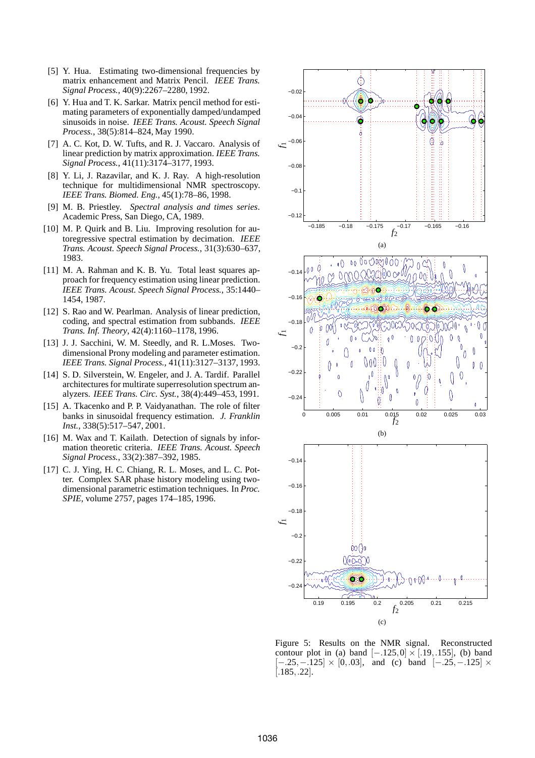[5] Y. Hua. Estimating two-dimensional frequencies by matrix enhancement and Matrix Pencil. *IEEE Trans. Signal Process.*, 40(9):2267–2280, 1992.

[6] Y. Hua and T. K. Sarkar. Matrix pencil method for estimating parameters of exponentially damped/undamped sinusoids in noise. *IEEE Trans. Acoust. Speech Signal Process.*, 38(5):814–824, May 1990.

[7] A. C. Kot, D. W. Tufts, and R. J. Vaccaro. Analysis of linear prediction by matrix approximation. *IEEE Trans. Signal Process.*, 41(11):3174–3177, 1993.

[8] Y. Li, J. Razavilar, and K. J. Ray. A high-resolution technique for multidimensional NMR spectroscopy. *IEEE Trans. Biomed. Eng.*, 45(1):78–86, 1998.

[9] M. B. Priestley. *Spectral analysis and times series*. Academic Press, San Diego, CA, 1989.

[10] M. P. Quirk and B. Liu. Improving resolution for autoregressive spectral estimation by decimation. *IEEE Trans. Acoust. Speech Signal Process.*, 31(3):630–637, 1983.

[11] M. A. Rahman and K. B. Yu. Total least squares approach for frequency estimation using linear prediction. *IEEE Trans. Acoust. Speech Signal Process.*, 35:1440–1454, 1987.

[12] S. Rao and W. Pearlman. Analysis of linear prediction, coding, and spectral estimation from subbands. *IEEE Trans. Inf. Theory*, 42(4):1160–1178, 1996.

[13] J. J. Sacchini, W. M. Steedly, and R. L.Moses. Two-dimensional Prony modeling and parameter estimation. *IEEE Trans. Signal Process.*, 41(11):3127–3137, 1993.

[14] S. D. Silverstein, W. Engeler, and J. A. Tardif. Parallel architectures for multirate superresolution spectrum analyzers. *IEEE Trans. Circ. Syst.*, 38(4):449–453, 1991.

[15] A. Tkacenko and P. P. Vaidyanathan. The role of filter banks in sinusoidal frequency estimation. *J. Franklin Inst.*, 338(5):517–547, 2001.

[16] M. Wax and T. Kailath. Detection of signals by information theoretic criteria. *IEEE Trans. Acoust. Speech Signal Process.*, 33(2):387–392, 1985.

[17] C. J. Ying, H. C. Chiang, R. L. Moses, and L. C. Potter. Complex SAR phase history modeling using two-dimensional parametric estimation techniques. In *Proc. SPIE*, volume 2757, pages 174–185, 1996.

(a)

(b)

(c)

Figure 5: Results on the NMR signal. Reconstructed contour plot in (a) band $[-.125, 0] \times [.19, .155]$, (b) band $[-.25, -.125] \times [0, .03]$, and (c) band $[-.25, -.125] \times [.185, .22]$.